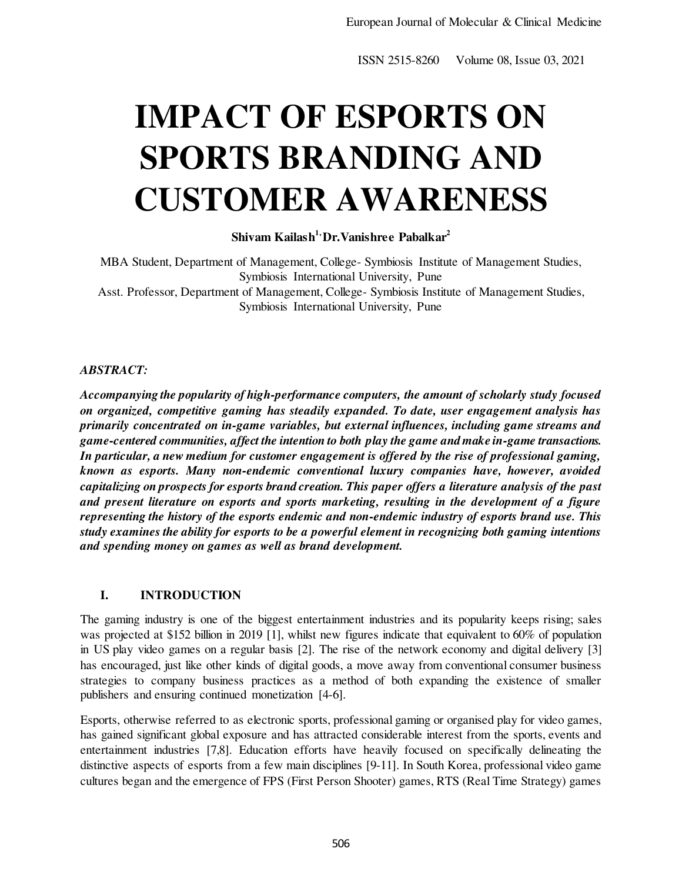# IMPACT OF ESPORTS ON SPORTS BRANDING AND CUSTOMER AWARENESS

**Shivam Kailash[1], Dr.Vanishree Pabalkar[2]**

MBA Student, Department of Management, College- Symbiosis Institute of Management Studies, Symbiosis International University, Pune

Asst. Professor, Department of Management, College- Symbiosis Institute of Management Studies, Symbiosis International University, Pune

***ABSTRACT:***

***Accompanying the popularity of high-performance computers, the amount of scholarly study focused on organized, competitive gaming has steadily expanded. To date, user engagement analysis has primarily concentrated on in-game variables, but external influences, including game streams and game-centered communities, affect the intention to both play the game and make in-game transactions. In particular, a new medium for customer engagement is offered by the rise of professional gaming, known as esports. Many non-endemic conventional luxury companies have, however, avoided capitalizing on prospects for esports brand creation. This paper offers a literature analysis of the past and present literature on esports and sports marketing, resulting in the development of a figure representing the history of the esports endemic and non-endemic industry of esports brand use. This study examines the ability for esports to be a powerful element in recognizing both gaming intentions and spending money on games as well as brand development.***

## I. INTRODUCTION

The gaming industry is one of the biggest entertainment industries and its popularity keeps rising; sales was projected at $152 billion in 2019 [1], whilst new figures indicate that equivalent to 60% of population in US play video games on a regular basis [2]. The rise of the network economy and digital delivery [3] has encouraged, just like other kinds of digital goods, a move away from conventional consumer business strategies to company business practices as a method of both expanding the existence of smaller publishers and ensuring continued monetization [4-6].

Esports, otherwise referred to as electronic sports, professional gaming or organised play for video games, has gained significant global exposure and has attracted considerable interest from the sports, events and entertainment industries [7,8]. Education efforts have heavily focused on specifically delineating the distinctive aspects of esports from a few main disciplines [9-11]. In South Korea, professional video game cultures began and the emergence of FPS (First Person Shooter) games, RTS (Real Time Strategy) games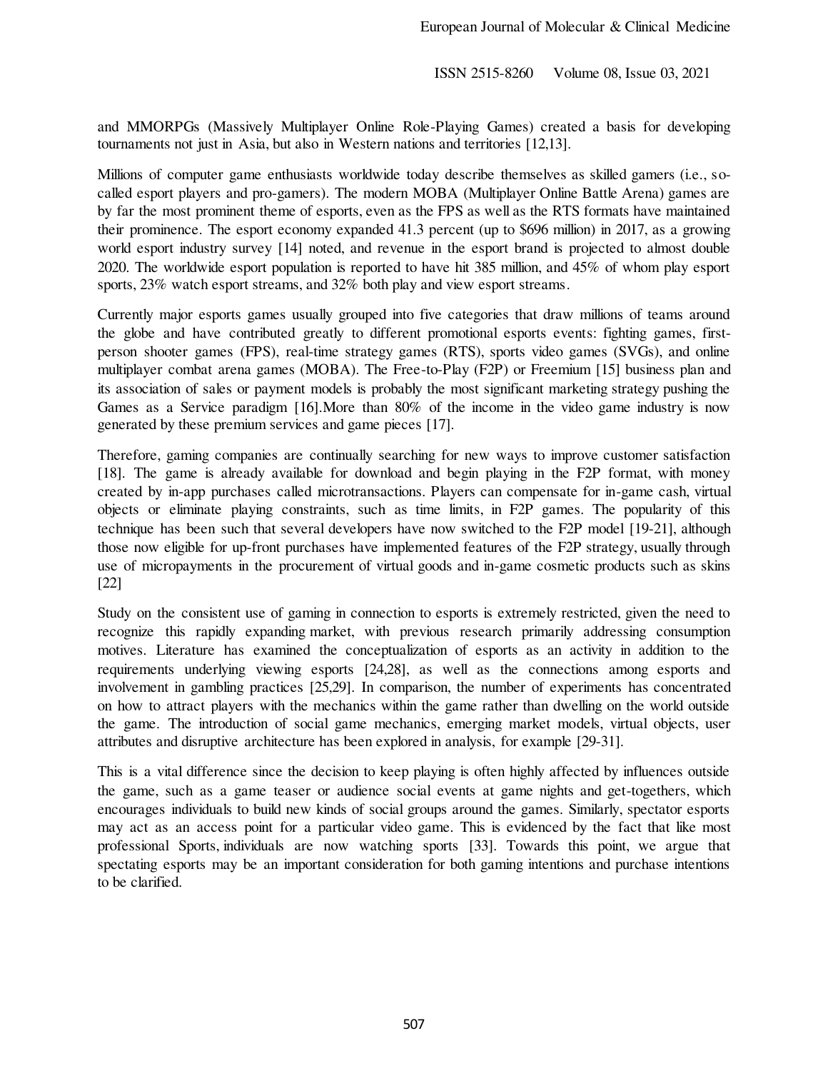and MMORPGs (Massively Multiplayer Online Role-Playing Games) created a basis for developing tournaments not just in Asia, but also in Western nations and territories [12,13].

Millions of computer game enthusiasts worldwide today describe themselves as skilled gamers (i.e., so-called esport players and pro-gamers). The modern MOBA (Multiplayer Online Battle Arena) games are by far the most prominent theme of esports, even as the FPS as well as the RTS formats have maintained their prominence. The esport economy expanded 41.3 percent (up to $696 million) in 2017, as a growing world esport industry survey [14] noted, and revenue in the esport brand is projected to almost double 2020. The worldwide esport population is reported to have hit 385 million, and 45% of whom play esport sports, 23% watch esport streams, and 32% both play and view esport streams.

Currently major esports games usually grouped into five categories that draw millions of teams around the globe and have contributed greatly to different promotional esports events: fighting games, first-person shooter games (FPS), real-time strategy games (RTS), sports video games (SVGs), and online multiplayer combat arena games (MOBA). The Free-to-Play (F2P) or Freemium [15] business plan and its association of sales or payment models is probably the most significant marketing strategy pushing the Games as a Service paradigm [16].More than 80% of the income in the video game industry is now generated by these premium services and game pieces [17].

Therefore, gaming companies are continually searching for new ways to improve customer satisfaction [18]. The game is already available for download and begin playing in the F2P format, with money created by in-app purchases called microtransactions. Players can compensate for in-game cash, virtual objects or eliminate playing constraints, such as time limits, in F2P games. The popularity of this technique has been such that several developers have now switched to the F2P model [19-21], although those now eligible for up-front purchases have implemented features of the F2P strategy, usually through use of micropayments in the procurement of virtual goods and in-game cosmetic products such as skins [22]

Study on the consistent use of gaming in connection to esports is extremely restricted, given the need to recognize this rapidly expanding market, with previous research primarily addressing consumption motives. Literature has examined the conceptualization of esports as an activity in addition to the requirements underlying viewing esports [24,28], as well as the connections among esports and involvement in gambling practices [25,29]. In comparison, the number of experiments has concentrated on how to attract players with the mechanics within the game rather than dwelling on the world outside the game. The introduction of social game mechanics, emerging market models, virtual objects, user attributes and disruptive architecture has been explored in analysis, for example [29-31].

This is a vital difference since the decision to keep playing is often highly affected by influences outside the game, such as a game teaser or audience social events at game nights and get-togethers, which encourages individuals to build new kinds of social groups around the games. Similarly, spectator esports may act as an access point for a particular video game. This is evidenced by the fact that like most professional Sports, individuals are now watching sports [33]. Towards this point, we argue that spectating esports may be an important consideration for both gaming intentions and purchase intentions to be clarified.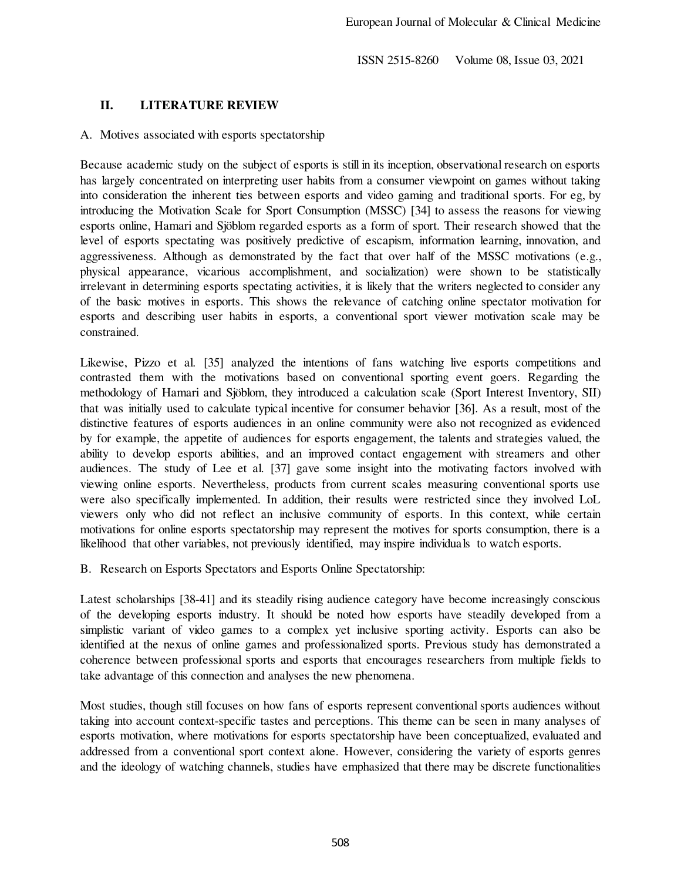## II. LITERATURE REVIEW

### A. Motives associated with esports spectatorship

Because academic study on the subject of esports is still in its inception, observational research on esports has largely concentrated on interpreting user habits from a consumer viewpoint on games without taking into consideration the inherent ties between esports and video gaming and traditional sports. For eg, by introducing the Motivation Scale for Sport Consumption (MSSC) [34] to assess the reasons for viewing esports online, Hamari and Sjöblom regarded esports as a form of sport. Their research showed that the level of esports spectating was positively predictive of escapism, information learning, innovation, and aggressiveness. Although as demonstrated by the fact that over half of the MSSC motivations (e.g., physical appearance, vicarious accomplishment, and socialization) were shown to be statistically irrelevant in determining esports spectating activities, it is likely that the writers neglected to consider any of the basic motives in esports. This shows the relevance of catching online spectator motivation for esports and describing user habits in esports, a conventional sport viewer motivation scale may be constrained.

Likewise, Pizzo et al. [35] analyzed the intentions of fans watching live esports competitions and contrasted them with the motivations based on conventional sporting event goers. Regarding the methodology of Hamari and Sjöblom, they introduced a calculation scale (Sport Interest Inventory, SII) that was initially used to calculate typical incentive for consumer behavior [36]. As a result, most of the distinctive features of esports audiences in an online community were also not recognized as evidenced by for example, the appetite of audiences for esports engagement, the talents and strategies valued, the ability to develop esports abilities, and an improved contact engagement with streamers and other audiences. The study of Lee et al. [37] gave some insight into the motivating factors involved with viewing online esports. Nevertheless, products from current scales measuring conventional sports use were also specifically implemented. In addition, their results were restricted since they involved LoL viewers only who did not reflect an inclusive community of esports. In this context, while certain motivations for online esports spectatorship may represent the motives for sports consumption, there is a likelihood that other variables, not previously identified, may inspire individuals to watch esports.

### B. Research on Esports Spectators and Esports Online Spectatorship:

Latest scholarships [38-41] and its steadily rising audience category have become increasingly conscious of the developing esports industry. It should be noted how esports have steadily developed from a simplistic variant of video games to a complex yet inclusive sporting activity. Esports can also be identified at the nexus of online games and professionalized sports. Previous study has demonstrated a coherence between professional sports and esports that encourages researchers from multiple fields to take advantage of this connection and analyses the new phenomena.

Most studies, though still focuses on how fans of esports represent conventional sports audiences without taking into account context-specific tastes and perceptions. This theme can be seen in many analyses of esports motivation, where motivations for esports spectatorship have been conceptualized, evaluated and addressed from a conventional sport context alone. However, considering the variety of esports genres and the ideology of watching channels, studies have emphasized that there may be discrete functionalities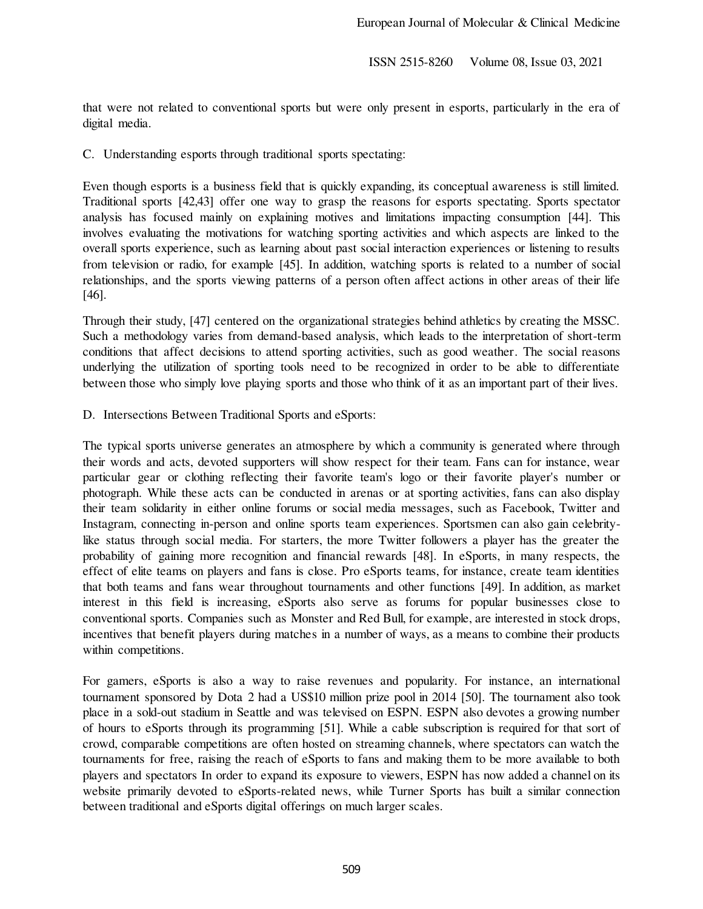that were not related to conventional sports but were only present in esports, particularly in the era of digital media.

C. Understanding esports through traditional sports spectating:

Even though esports is a business field that is quickly expanding, its conceptual awareness is still limited. Traditional sports [42,43] offer one way to grasp the reasons for esports spectating. Sports spectator analysis has focused mainly on explaining motives and limitations impacting consumption [44]. This involves evaluating the motivations for watching sporting activities and which aspects are linked to the overall sports experience, such as learning about past social interaction experiences or listening to results from television or radio, for example [45]. In addition, watching sports is related to a number of social relationships, and the sports viewing patterns of a person often affect actions in other areas of their life [46].

Through their study, [47] centered on the organizational strategies behind athletics by creating the MSSC. Such a methodology varies from demand-based analysis, which leads to the interpretation of short-term conditions that affect decisions to attend sporting activities, such as good weather. The social reasons underlying the utilization of sporting tools need to be recognized in order to be able to differentiate between those who simply love playing sports and those who think of it as an important part of their lives.

D. Intersections Between Traditional Sports and eSports:

The typical sports universe generates an atmosphere by which a community is generated where through their words and acts, devoted supporters will show respect for their team. Fans can for instance, wear particular gear or clothing reflecting their favorite team's logo or their favorite player's number or photograph. While these acts can be conducted in arenas or at sporting activities, fans can also display their team solidarity in either online forums or social media messages, such as Facebook, Twitter and Instagram, connecting in-person and online sports team experiences. Sportsmen can also gain celebrity-like status through social media. For starters, the more Twitter followers a player has the greater the probability of gaining more recognition and financial rewards [48]. In eSports, in many respects, the effect of elite teams on players and fans is close. Pro eSports teams, for instance, create team identities that both teams and fans wear throughout tournaments and other functions [49]. In addition, as market interest in this field is increasing, eSports also serve as forums for popular businesses close to conventional sports. Companies such as Monster and Red Bull, for example, are interested in stock drops, incentives that benefit players during matches in a number of ways, as a means to combine their products within competitions.

For gamers, eSports is also a way to raise revenues and popularity. For instance, an international tournament sponsored by Dota 2 had a US$10 million prize pool in 2014 [50]. The tournament also took place in a sold-out stadium in Seattle and was televised on ESPN. ESPN also devotes a growing number of hours to eSports through its programming [51]. While a cable subscription is required for that sort of crowd, comparable competitions are often hosted on streaming channels, where spectators can watch the tournaments for free, raising the reach of eSports to fans and making them to be more available to both players and spectators In order to expand its exposure to viewers, ESPN has now added a channel on its website primarily devoted to eSports-related news, while Turner Sports has built a similar connection between traditional and eSports digital offerings on much larger scales.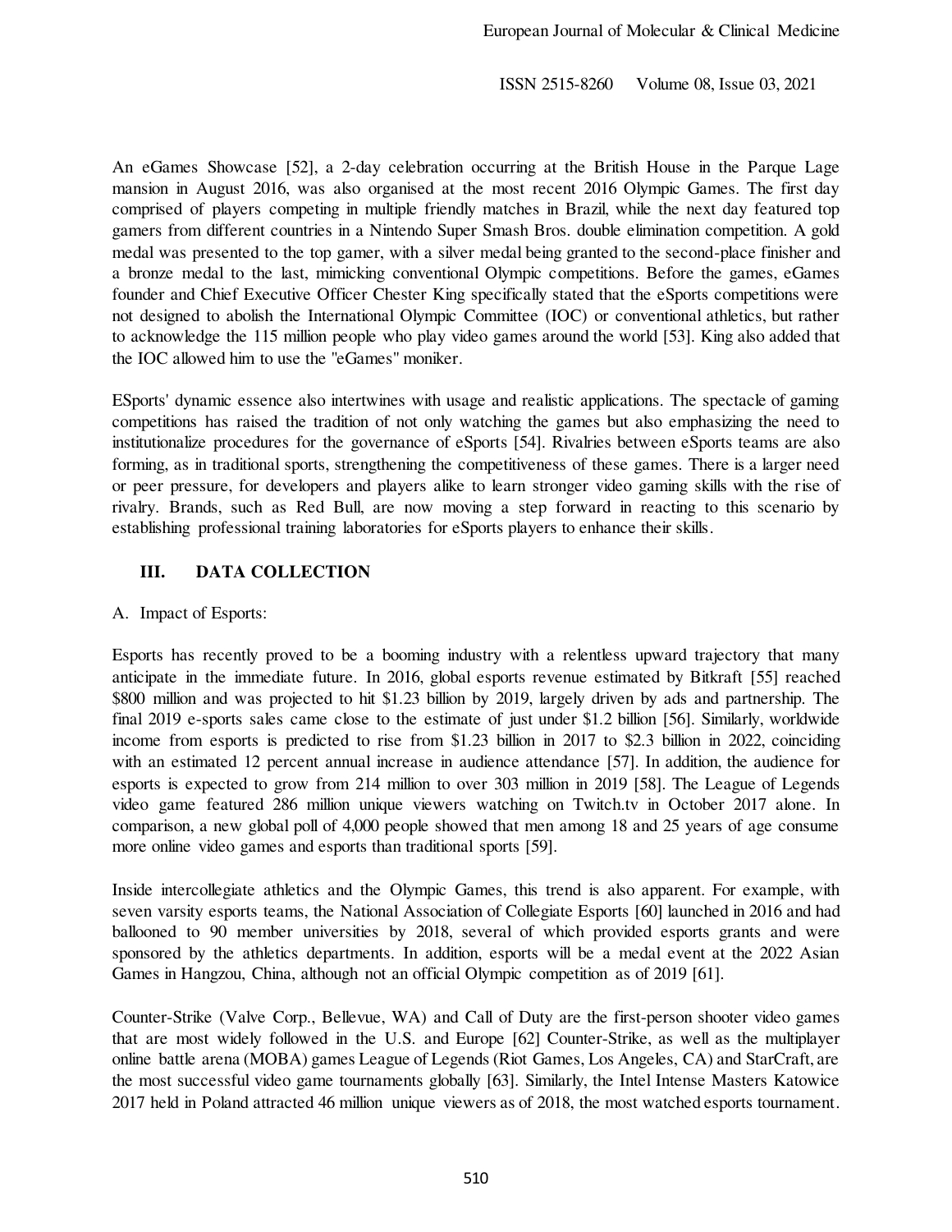An eGames Showcase [52], a 2-day celebration occurring at the British House in the Parque Lage mansion in August 2016, was also organised at the most recent 2016 Olympic Games. The first day comprised of players competing in multiple friendly matches in Brazil, while the next day featured top gamers from different countries in a Nintendo Super Smash Bros. double elimination competition. A gold medal was presented to the top gamer, with a silver medal being granted to the second-place finisher and a bronze medal to the last, mimicking conventional Olympic competitions. Before the games, eGames founder and Chief Executive Officer Chester King specifically stated that the eSports competitions were not designed to abolish the International Olympic Committee (IOC) or conventional athletics, but rather to acknowledge the 115 million people who play video games around the world [53]. King also added that the IOC allowed him to use the "eGames" moniker.

ESports' dynamic essence also intertwines with usage and realistic applications. The spectacle of gaming competitions has raised the tradition of not only watching the games but also emphasizing the need to institutionalize procedures for the governance of eSports [54]. Rivalries between eSports teams are also forming, as in traditional sports, strengthening the competitiveness of these games. There is a larger need or peer pressure, for developers and players alike to learn stronger video gaming skills with the rise of rivalry. Brands, such as Red Bull, are now moving a step forward in reacting to this scenario by establishing professional training laboratories for eSports players to enhance their skills.

## III. DATA COLLECTION

A. Impact of Esports:

Esports has recently proved to be a booming industry with a relentless upward trajectory that many anticipate in the immediate future. In 2016, global esports revenue estimated by Bitkraft [55] reached $800 million and was projected to hit $1.23 billion by 2019, largely driven by ads and partnership. The final 2019 e-sports sales came close to the estimate of just under $1.2 billion [56]. Similarly, worldwide income from esports is predicted to rise from $1.23 billion in 2017 to $2.3 billion in 2022, coinciding with an estimated 12 percent annual increase in audience attendance [57]. In addition, the audience for esports is expected to grow from 214 million to over 303 million in 2019 [58]. The League of Legends video game featured 286 million unique viewers watching on Twitch.tv in October 2017 alone. In comparison, a new global poll of 4,000 people showed that men among 18 and 25 years of age consume more online video games and esports than traditional sports [59].

Inside intercollegiate athletics and the Olympic Games, this trend is also apparent. For example, with seven varsity esports teams, the National Association of Collegiate Esports [60] launched in 2016 and had ballooned to 90 member universities by 2018, several of which provided esports grants and were sponsored by the athletics departments. In addition, esports will be a medal event at the 2022 Asian Games in Hangzou, China, although not an official Olympic competition as of 2019 [61].

Counter-Strike (Valve Corp., Bellevue, WA) and Call of Duty are the first-person shooter video games that are most widely followed in the U.S. and Europe [62] Counter-Strike, as well as the multiplayer online battle arena (MOBA) games League of Legends (Riot Games, Los Angeles, CA) and StarCraft, are the most successful video game tournaments globally [63]. Similarly, the Intel Intense Masters Katowice 2017 held in Poland attracted 46 million unique viewers as of 2018, the most watched esports tournament.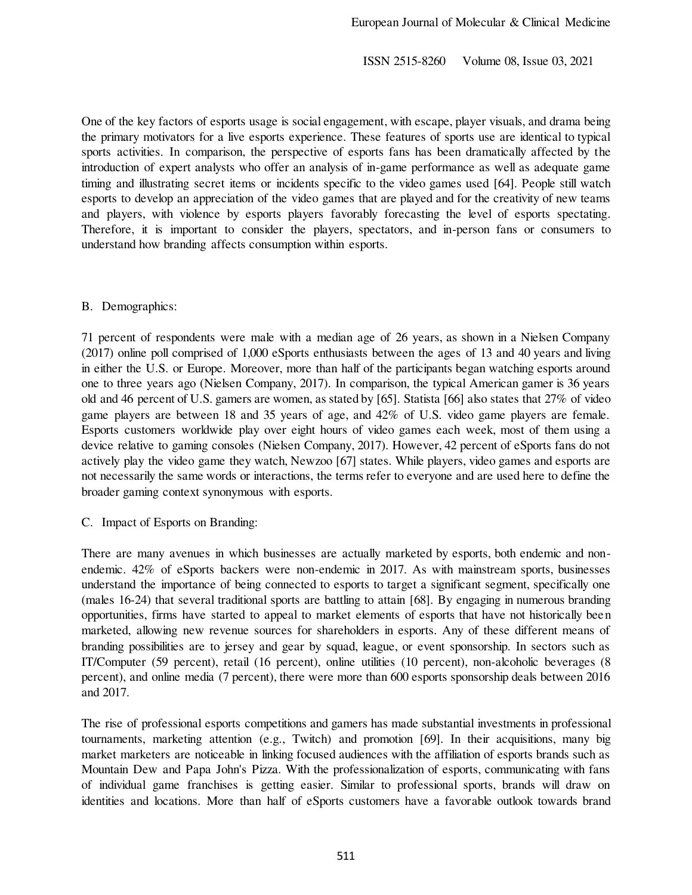One of the key factors of esports usage is social engagement, with escape, player visuals, and drama being the primary motivators for a live esports experience. These features of sports use are identical to typical sports activities. In comparison, the perspective of esports fans has been dramatically affected by the introduction of expert analysts who offer an analysis of in-game performance as well as adequate game timing and illustrating secret items or incidents specific to the video games used [64]. People still watch esports to develop an appreciation of the video games that are played and for the creativity of new teams and players, with violence by esports players favorably forecasting the level of esports spectating. Therefore, it is important to consider the players, spectators, and in-person fans or consumers to understand how branding affects consumption within esports.

## B. Demographics:

71 percent of respondents were male with a median age of 26 years, as shown in a Nielsen Company (2017) online poll comprised of 1,000 eSports enthusiasts between the ages of 13 and 40 years and living in either the U.S. or Europe. Moreover, more than half of the participants began watching esports around one to three years ago (Nielsen Company, 2017). In comparison, the typical American gamer is 36 years old and 46 percent of U.S. gamers are women, as stated by [65]. Statista [66] also states that 27% of video game players are between 18 and 35 years of age, and 42% of U.S. video game players are female. Esports customers worldwide play over eight hours of video games each week, most of them using a device relative to gaming consoles (Nielsen Company, 2017). However, 42 percent of eSports fans do not actively play the video game they watch, Newzoo [67] states. While players, video games and esports are not necessarily the same words or interactions, the terms refer to everyone and are used here to define the broader gaming context synonymous with esports.

## C. Impact of Esports on Branding:

There are many avenues in which businesses are actually marketed by esports, both endemic and non-endemic. 42% of eSports backers were non-endemic in 2017. As with mainstream sports, businesses understand the importance of being connected to esports to target a significant segment, specifically one (males 16-24) that several traditional sports are battling to attain [68]. By engaging in numerous branding opportunities, firms have started to appeal to market elements of esports that have not historically been marketed, allowing new revenue sources for shareholders in esports. Any of these different means of branding possibilities are to jersey and gear by squad, league, or event sponsorship. In sectors such as IT/Computer (59 percent), retail (16 percent), online utilities (10 percent), non-alcoholic beverages (8 percent), and online media (7 percent), there were more than 600 esports sponsorship deals between 2016 and 2017.

The rise of professional esports competitions and gamers has made substantial investments in professional tournaments, marketing attention (e.g., Twitch) and promotion [69]. In their acquisitions, many big market marketers are noticeable in linking focused audiences with the affiliation of esports brands such as Mountain Dew and Papa John's Pizza. With the professionalization of esports, communicating with fans of individual game franchises is getting easier. Similar to professional sports, brands will draw on identities and locations. More than half of eSports customers have a favorable outlook towards brand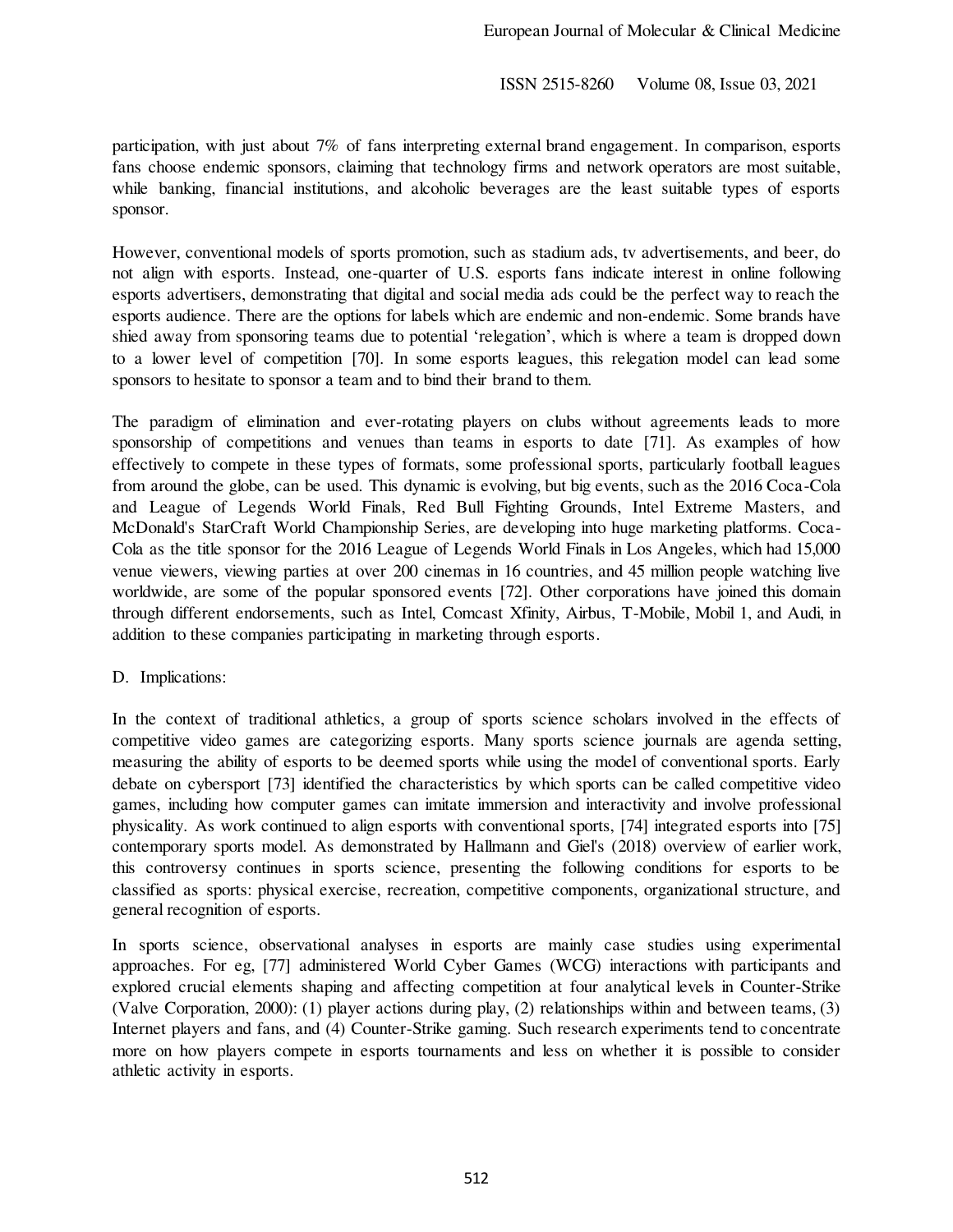participation, with just about 7% of fans interpreting external brand engagement. In comparison, esports fans choose endemic sponsors, claiming that technology firms and network operators are most suitable, while banking, financial institutions, and alcoholic beverages are the least suitable types of esports sponsor.

However, conventional models of sports promotion, such as stadium ads, tv advertisements, and beer, do not align with esports. Instead, one-quarter of U.S. esports fans indicate interest in online following esports advertisers, demonstrating that digital and social media ads could be the perfect way to reach the esports audience. There are the options for labels which are endemic and non-endemic. Some brands have shied away from sponsoring teams due to potential 'relegation', which is where a team is dropped down to a lower level of competition [70]. In some esports leagues, this relegation model can lead some sponsors to hesitate to sponsor a team and to bind their brand to them.

The paradigm of elimination and ever-rotating players on clubs without agreements leads to more sponsorship of competitions and venues than teams in esports to date [71]. As examples of how effectively to compete in these types of formats, some professional sports, particularly football leagues from around the globe, can be used. This dynamic is evolving, but big events, such as the 2016 Coca-Cola and League of Legends World Finals, Red Bull Fighting Grounds, Intel Extreme Masters, and McDonald's StarCraft World Championship Series, are developing into huge marketing platforms. Coca-Cola as the title sponsor for the 2016 League of Legends World Finals in Los Angeles, which had 15,000 venue viewers, viewing parties at over 200 cinemas in 16 countries, and 45 million people watching live worldwide, are some of the popular sponsored events [72]. Other corporations have joined this domain through different endorsements, such as Intel, Comcast Xfinity, Airbus, T-Mobile, Mobil 1, and Audi, in addition to these companies participating in marketing through esports.

D. Implications:

In the context of traditional athletics, a group of sports science scholars involved in the effects of competitive video games are categorizing esports. Many sports science journals are agenda setting, measuring the ability of esports to be deemed sports while using the model of conventional sports. Early debate on cybersport [73] identified the characteristics by which sports can be called competitive video games, including how computer games can imitate immersion and interactivity and involve professional physicality. As work continued to align esports with conventional sports, [74] integrated esports into [75] contemporary sports model. As demonstrated by Hallmann and Giel's (2018) overview of earlier work, this controversy continues in sports science, presenting the following conditions for esports to be classified as sports: physical exercise, recreation, competitive components, organizational structure, and general recognition of esports.

In sports science, observational analyses in esports are mainly case studies using experimental approaches. For eg, [77] administered World Cyber Games (WCG) interactions with participants and explored crucial elements shaping and affecting competition at four analytical levels in Counter-Strike (Valve Corporation, 2000): (1) player actions during play, (2) relationships within and between teams, (3) Internet players and fans, and (4) Counter-Strike gaming. Such research experiments tend to concentrate more on how players compete in esports tournaments and less on whether it is possible to consider athletic activity in esports.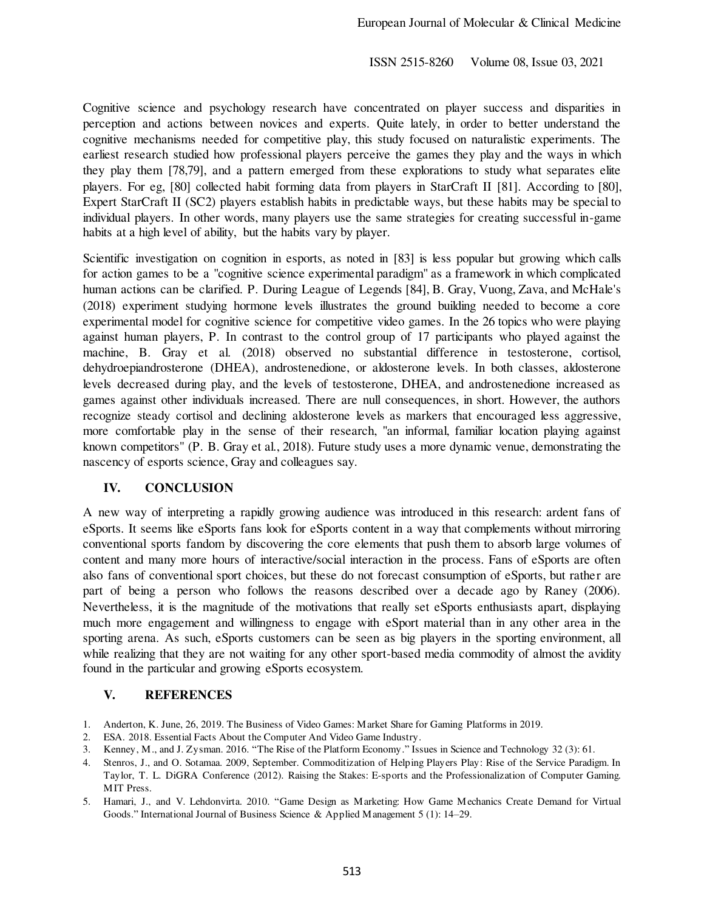Cognitive science and psychology research have concentrated on player success and disparities in perception and actions between novices and experts. Quite lately, in order to better understand the cognitive mechanisms needed for competitive play, this study focused on naturalistic experiments. The earliest research studied how professional players perceive the games they play and the ways in which they play them [78,79], and a pattern emerged from these explorations to study what separates elite players. For eg, [80] collected habit forming data from players in StarCraft II [81]. According to [80], Expert StarCraft II (SC2) players establish habits in predictable ways, but these habits may be special to individual players. In other words, many players use the same strategies for creating successful in-game habits at a high level of ability, but the habits vary by player.

Scientific investigation on cognition in esports, as noted in [83] is less popular but growing which calls for action games to be a "cognitive science experimental paradigm" as a framework in which complicated human actions can be clarified. P. During League of Legends [84], B. Gray, Vuong, Zava, and McHale's (2018) experiment studying hormone levels illustrates the ground building needed to become a core experimental model for cognitive science for competitive video games. In the 26 topics who were playing against human players, P. In contrast to the control group of 17 participants who played against the machine, B. Gray et al. (2018) observed no substantial difference in testosterone, cortisol, dehydroepiandrosterone (DHEA), androstenedione, or aldosterone levels. In both classes, aldosterone levels decreased during play, and the levels of testosterone, DHEA, and androstenedione increased as games against other individuals increased. There are null consequences, in short. However, the authors recognize steady cortisol and declining aldosterone levels as markers that encouraged less aggressive, more comfortable play in the sense of their research, "an informal, familiar location playing against known competitors" (P. B. Gray et al., 2018). Future study uses a more dynamic venue, demonstrating the nascency of esports science, Gray and colleagues say.

## IV. CONCLUSION

A new way of interpreting a rapidly growing audience was introduced in this research: ardent fans of eSports. It seems like eSports fans look for eSports content in a way that complements without mirroring conventional sports fandom by discovering the core elements that push them to absorb large volumes of content and many more hours of interactive/social interaction in the process. Fans of eSports are often also fans of conventional sport choices, but these do not forecast consumption of eSports, but rather are part of being a person who follows the reasons described over a decade ago by Raney (2006). Nevertheless, it is the magnitude of the motivations that really set eSports enthusiasts apart, displaying much more engagement and willingness to engage with eSport material than in any other area in the sporting arena. As such, eSports customers can be seen as big players in the sporting environment, all while realizing that they are not waiting for any other sport-based media commodity of almost the avidity found in the particular and growing eSports ecosystem.

## V. REFERENCES

1. Anderton, K. June, 26, 2019. The Business of Video Games: Market Share for Gaming Platforms in 2019.
2. ESA. 2018. Essential Facts About the Computer And Video Game Industry.
3. Kenney, M., and J. Zysman. 2016. "The Rise of the Platform Economy." Issues in Science and Technology 32 (3): 61.
4. Stenros, J., and O. Sotamaa. 2009, September. Commoditization of Helping Players Play: Rise of the Service Paradigm. In Taylor, T. L. DiGRA Conference (2012). Raising the Stakes: E-sports and the Professionalization of Computer Gaming. MIT Press.
5. Hamari, J., and V. Lehdonvirta. 2010. "Game Design as Marketing: How Game Mechanics Create Demand for Virtual Goods." International Journal of Business Science & Applied Management 5 (1): 14–29.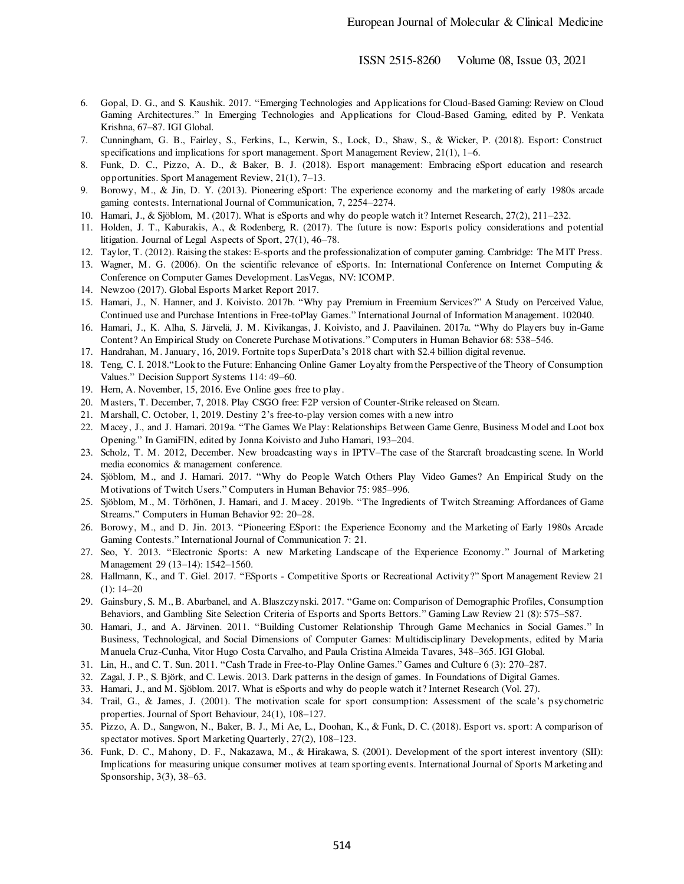6. Gopal, D. G., and S. Kaushik. 2017. "Emerging Technologies and Applications for Cloud-Based Gaming: Review on Cloud Gaming Architectures." In Emerging Technologies and Applications for Cloud-Based Gaming, edited by P. Venkata Krishna, 67–87. IGI Global.
7. Cunningham, G. B., Fairley, S., Ferkins, L., Kerwin, S., Lock, D., Shaw, S., & Wicker, P. (2018). Esport: Construct specifications and implications for sport management. Sport Management Review, 21(1), 1–6.
8. Funk, D. C., Pizzo, A. D., & Baker, B. J. (2018). Esport management: Embracing eSport education and research opportunities. Sport Management Review, 21(1), 7–13.
9. Borowy, M., & Jin, D. Y. (2013). Pioneering eSport: The experience economy and the marketing of early 1980s arcade gaming contests. International Journal of Communication, 7, 2254–2274.
10. Hamari, J., & Sjöblom, M. (2017). What is eSports and why do people watch it? Internet Research, 27(2), 211–232.
11. Holden, J. T., Kaburakis, A., & Rodenberg, R. (2017). The future is now: Esports policy considerations and potential litigation. Journal of Legal Aspects of Sport, 27(1), 46–78.
12. Taylor, T. (2012). Raising the stakes: E-sports and the professionalization of computer gaming. Cambridge: The MIT Press.
13. Wagner, M. G. (2006). On the scientific relevance of eSports. In: International Conference on Internet Computing & Conference on Computer Games Development. LasVegas, NV: ICOMP.
14. Newzoo (2017). Global Esports Market Report 2017.
15. Hamari, J., N. Hanner, and J. Koivisto. 2017b. "Why pay Premium in Freemium Services?" A Study on Perceived Value, Continued use and Purchase Intentions in Free-toPlay Games." International Journal of Information Management. 102040.
16. Hamari, J., K. Alha, S. Järvelä, J. M. Kivikangas, J. Koivisto, and J. Paavilainen. 2017a. "Why do Players buy in-Game Content? An Empirical Study on Concrete Purchase Motivations." Computers in Human Behavior 68: 538–546.
17. Handrahan, M. January, 16, 2019. Fortnite tops SuperData's 2018 chart with $2.4 billion digital revenue.
18. Teng, C. I. 2018."Look to the Future: Enhancing Online Gamer Loyalty from the Perspective of the Theory of Consumption Values." Decision Support Systems 114: 49–60.
19. Hern, A. November, 15, 2016. Eve Online goes free to play.
20. Masters, T. December, 7, 2018. Play CSGO free: F2P version of Counter-Strike released on Steam.
21. Marshall, C. October, 1, 2019. Destiny 2's free-to-play version comes with a new intro
22. Macey, J., and J. Hamari. 2019a. "The Games We Play: Relationships Between Game Genre, Business Model and Loot box Opening." In GamiFIN, edited by Jonna Koivisto and Juho Hamari, 193–204.
23. Scholz, T. M. 2012, December. New broadcasting ways in IPTV–The case of the Starcraft broadcasting scene. In World media economics & management conference.
24. Sjöblom, M., and J. Hamari. 2017. "Why do People Watch Others Play Video Games? An Empirical Study on the Motivations of Twitch Users." Computers in Human Behavior 75: 985–996.
25. Sjöblom, M., M. Törhönen, J. Hamari, and J. Macey. 2019b. "The Ingredients of Twitch Streaming: Affordances of Game Streams." Computers in Human Behavior 92: 20–28.
26. Borowy, M., and D. Jin. 2013. "Pioneering ESport: the Experience Economy and the Marketing of Early 1980s Arcade Gaming Contests." International Journal of Communication 7: 21.
27. Seo, Y. 2013. "Electronic Sports: A new Marketing Landscape of the Experience Economy." Journal of Marketing Management 29 (13–14): 1542–1560.
28. Hallmann, K., and T. Giel. 2017. "ESports - Competitive Sports or Recreational Activity?" Sport Management Review 21 (1): 14–20
29. Gainsbury, S. M., B. Abarbanel, and A. Blaszczynski. 2017. "Game on: Comparison of Demographic Profiles, Consumption Behaviors, and Gambling Site Selection Criteria of Esports and Sports Bettors." Gaming Law Review 21 (8): 575–587.
30. Hamari, J., and A. Järvinen. 2011. "Building Customer Relationship Through Game Mechanics in Social Games." In Business, Technological, and Social Dimensions of Computer Games: Multidisciplinary Developments, edited by Maria Manuela Cruz-Cunha, Vitor Hugo Costa Carvalho, and Paula Cristina Almeida Tavares, 348–365. IGI Global.
31. Lin, H., and C. T. Sun. 2011. "Cash Trade in Free-to-Play Online Games." Games and Culture 6 (3): 270–287.
32. Zagal, J. P., S. Björk, and C. Lewis. 2013. Dark patterns in the design of games. In Foundations of Digital Games.
33. Hamari, J., and M. Sjöblom. 2017. What is eSports and why do people watch it? Internet Research (Vol. 27).
34. Trail, G., & James, J. (2001). The motivation scale for sport consumption: Assessment of the scale's psychometric properties. Journal of Sport Behaviour, 24(1), 108–127.
35. Pizzo, A. D., Sangwon, N., Baker, B. J., Mi Ae, L., Doohan, K., & Funk, D. C. (2018). Esport vs. sport: A comparison of spectator motives. Sport Marketing Quarterly, 27(2), 108–123.
36. Funk, D. C., Mahony, D. F., Nakazawa, M., & Hirakawa, S. (2001). Development of the sport interest inventory (SII): Implications for measuring unique consumer motives at team sporting events. International Journal of Sports Marketing and Sponsorship, 3(3), 38–63.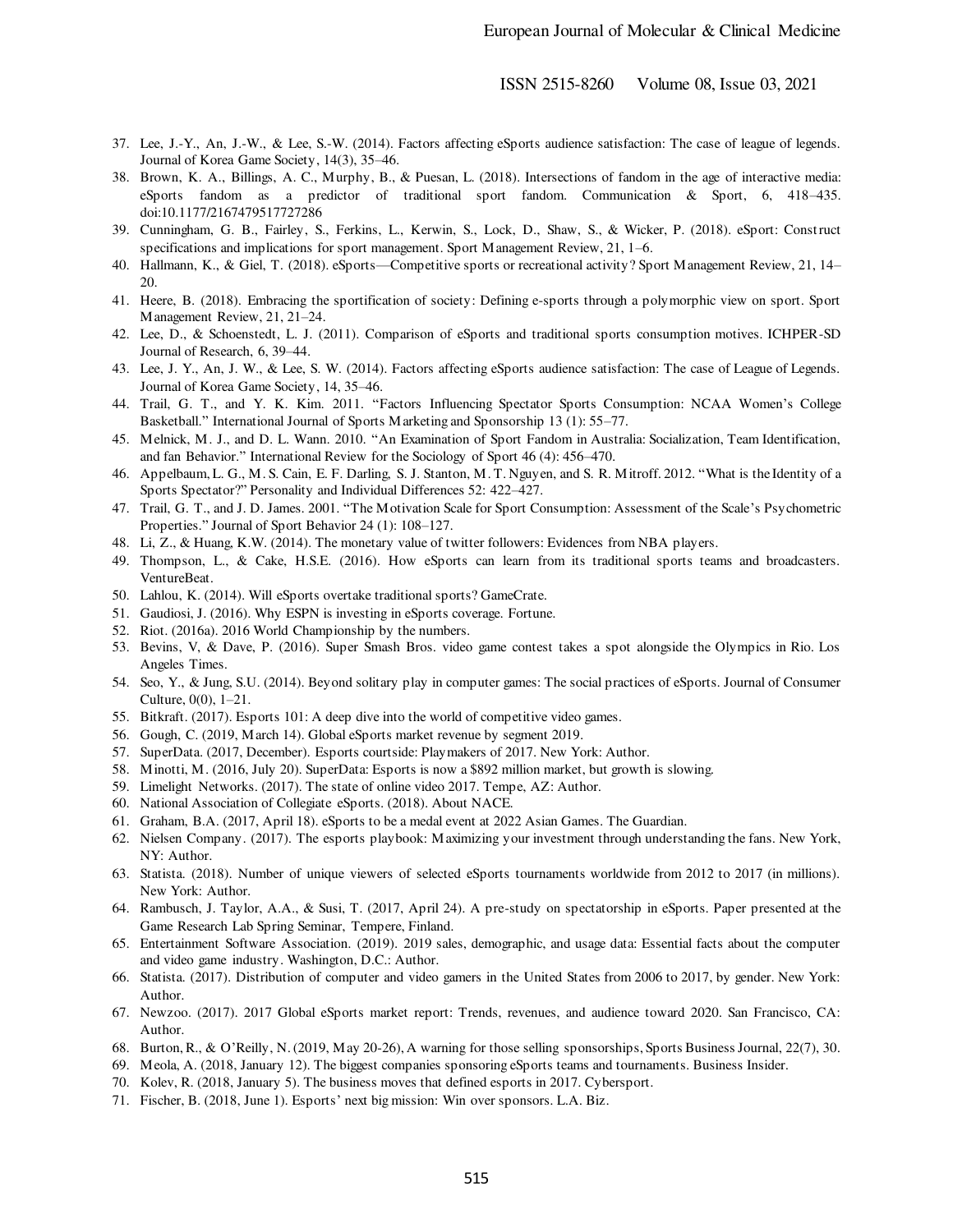37. Lee, J.-Y., An, J.-W., & Lee, S.-W. (2014). Factors affecting eSports audience satisfaction: The case of league of legends. Journal of Korea Game Society, 14(3), 35–46.
38. Brown, K. A., Billings, A. C., Murphy, B., & Puesan, L. (2018). Intersections of fandom in the age of interactive media: eSports fandom as a predictor of traditional sport fandom. Communication & Sport, 6, 418–435. doi:10.1177/2167479517727286
39. Cunningham, G. B., Fairley, S., Ferkins, L., Kerwin, S., Lock, D., Shaw, S., & Wicker, P. (2018). eSport: Construct specifications and implications for sport management. Sport Management Review, 21, 1–6.
40. Hallmann, K., & Giel, T. (2018). eSports—Competitive sports or recreational activity? Sport Management Review, 21, 14–20.
41. Heere, B. (2018). Embracing the sportification of society: Defining e-sports through a polymorphic view on sport. Sport Management Review, 21, 21–24.
42. Lee, D., & Schoenstedt, L. J. (2011). Comparison of eSports and traditional sports consumption motives. ICHPER-SD Journal of Research, 6, 39–44.
43. Lee, J. Y., An, J. W., & Lee, S. W. (2014). Factors affecting eSports audience satisfaction: The case of League of Legends. Journal of Korea Game Society, 14, 35–46.
44. Trail, G. T., and Y. K. Kim. 2011. "Factors Influencing Spectator Sports Consumption: NCAA Women's College Basketball." International Journal of Sports Marketing and Sponsorship 13 (1): 55–77.
45. Melnick, M. J., and D. L. Wann. 2010. "An Examination of Sport Fandom in Australia: Socialization, Team Identification, and fan Behavior." International Review for the Sociology of Sport 46 (4): 456–470.
46. Appelbaum, L. G., M. S. Cain, E. F. Darling, S. J. Stanton, M. T. Nguyen, and S. R. Mitroff. 2012. "What is the Identity of a Sports Spectator?" Personality and Individual Differences 52: 422–427.
47. Trail, G. T., and J. D. James. 2001. "The Motivation Scale for Sport Consumption: Assessment of the Scale's Psychometric Properties." Journal of Sport Behavior 24 (1): 108–127.
48. Li, Z., & Huang, K.W. (2014). The monetary value of twitter followers: Evidences from NBA players.
49. Thompson, L., & Cake, H.S.E. (2016). How eSports can learn from its traditional sports teams and broadcasters. VentureBeat.
50. Lahlou, K. (2014). Will eSports overtake traditional sports? GameCrate.
51. Gaudiosi, J. (2016). Why ESPN is investing in eSports coverage. Fortune.
52. Riot. (2016a). 2016 World Championship by the numbers.
53. Bevins, V, & Dave, P. (2016). Super Smash Bros. video game contest takes a spot alongside the Olympics in Rio. Los Angeles Times.
54. Seo, Y., & Jung, S.U. (2014). Beyond solitary play in computer games: The social practices of eSports. Journal of Consumer Culture, 0(0), 1–21.
55. Bitkraft. (2017). Esports 101: A deep dive into the world of competitive video games.
56. Gough, C. (2019, March 14). Global eSports market revenue by segment 2019.
57. SuperData. (2017, December). Esports courtside: Playmakers of 2017. New York: Author.
58. Minotti, M. (2016, July 20). SuperData: Esports is now a $892 million market, but growth is slowing.
59. Limelight Networks. (2017). The state of online video 2017. Tempe, AZ: Author.
60. National Association of Collegiate eSports. (2018). About NACE.
61. Graham, B.A. (2017, April 18). eSports to be a medal event at 2022 Asian Games. The Guardian.
62. Nielsen Company. (2017). The esports playbook: Maximizing your investment through understanding the fans. New York, NY: Author.
63. Statista. (2018). Number of unique viewers of selected eSports tournaments worldwide from 2012 to 2017 (in millions). New York: Author.
64. Rambusch, J. Taylor, A.A., & Susi, T. (2017, April 24). A pre-study on spectatorship in eSports. Paper presented at the Game Research Lab Spring Seminar, Tempere, Finland.
65. Entertainment Software Association. (2019). 2019 sales, demographic, and usage data: Essential facts about the computer and video game industry. Washington, D.C.: Author.
66. Statista. (2017). Distribution of computer and video gamers in the United States from 2006 to 2017, by gender. New York: Author.
67. Newzoo. (2017). 2017 Global eSports market report: Trends, revenues, and audience toward 2020. San Francisco, CA: Author.
68. Burton, R., & O'Reilly, N. (2019, May 20-26), A warning for those selling sponsorships, Sports Business Journal, 22(7), 30.
69. Meola, A. (2018, January 12). The biggest companies sponsoring eSports teams and tournaments. Business Insider.
70. Kolev, R. (2018, January 5). The business moves that defined esports in 2017. Cybersport.
71. Fischer, B. (2018, June 1). Esports' next big mission: Win over sponsors. L.A. Biz.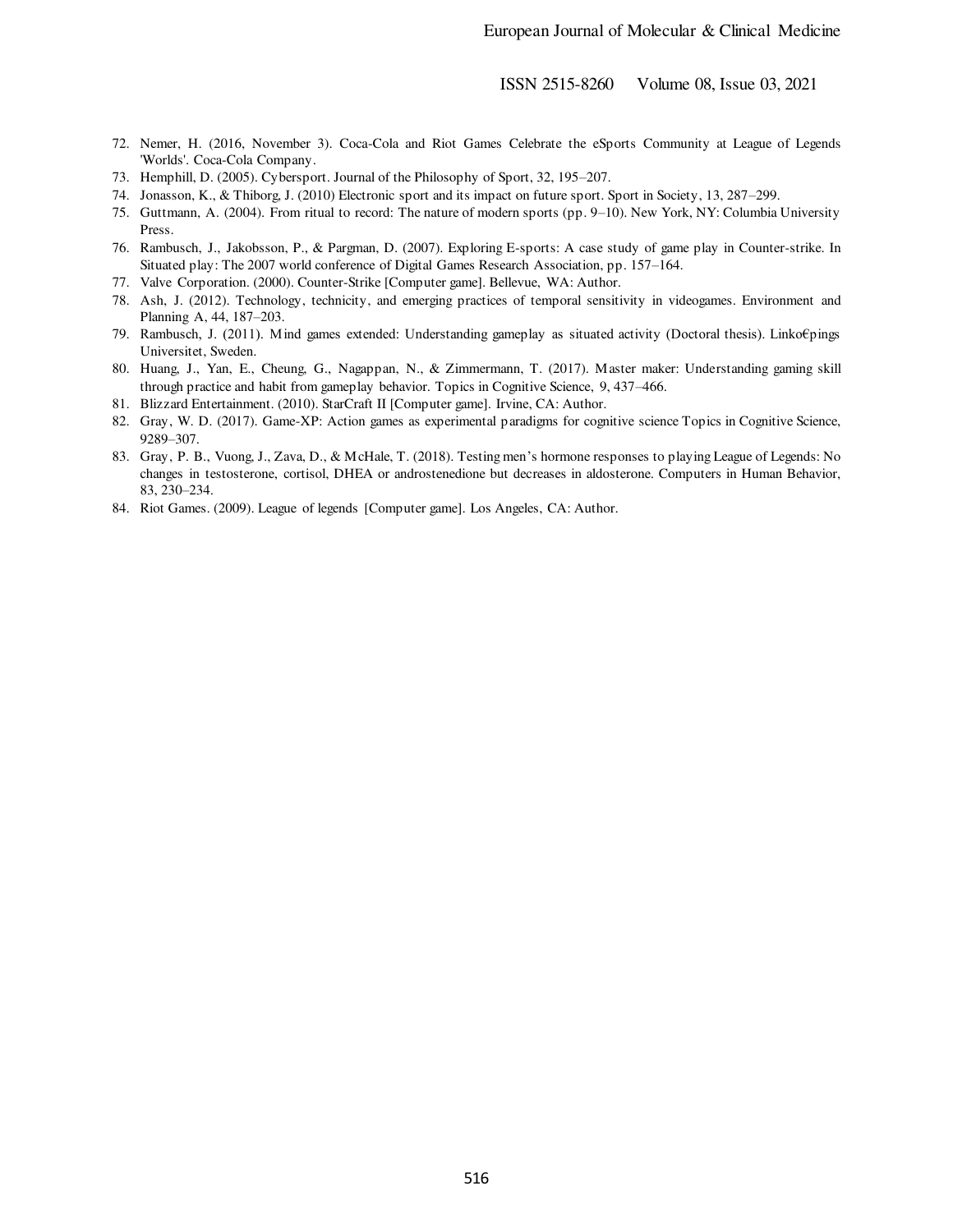72. Nemer, H. (2016, November 3). Coca-Cola and Riot Games Celebrate the eSports Community at League of Legends 'Worlds'. Coca-Cola Company.
73. Hemphill, D. (2005). Cybersport. Journal of the Philosophy of Sport, 32, 195–207.
74. Jonasson, K., & Thiborg, J. (2010) Electronic sport and its impact on future sport. Sport in Society, 13, 287–299.
75. Guttmann, A. (2004). From ritual to record: The nature of modern sports (pp. 9–10). New York, NY: Columbia University Press.
76. Rambusch, J., Jakobsson, P., & Pargman, D. (2007). Exploring E-sports: A case study of game play in Counter-strike. In Situated play: The 2007 world conference of Digital Games Research Association, pp. 157–164.
77. Valve Corporation. (2000). Counter-Strike [Computer game]. Bellevue, WA: Author.
78. Ash, J. (2012). Technology, technicity, and emerging practices of temporal sensitivity in videogames. Environment and Planning A, 44, 187–203.
79. Rambusch, J. (2011). Mind games extended: Understanding gameplay as situated activity (Doctoral thesis). Linko€pings Universitet, Sweden.
80. Huang, J., Yan, E., Cheung, G., Nagappan, N., & Zimmermann, T. (2017). Master maker: Understanding gaming skill through practice and habit from gameplay behavior. Topics in Cognitive Science, 9, 437–466.
81. Blizzard Entertainment. (2010). StarCraft II [Computer game]. Irvine, CA: Author.
82. Gray, W. D. (2017). Game-XP: Action games as experimental paradigms for cognitive science Topics in Cognitive Science, 9289–307.
83. Gray, P. B., Vuong, J., Zava, D., & McHale, T. (2018). Testing men's hormone responses to playing League of Legends: No changes in testosterone, cortisol, DHEA or androstenedione but decreases in aldosterone. Computers in Human Behavior, 83, 230–234.
84. Riot Games. (2009). League of legends [Computer game]. Los Angeles, CA: Author.